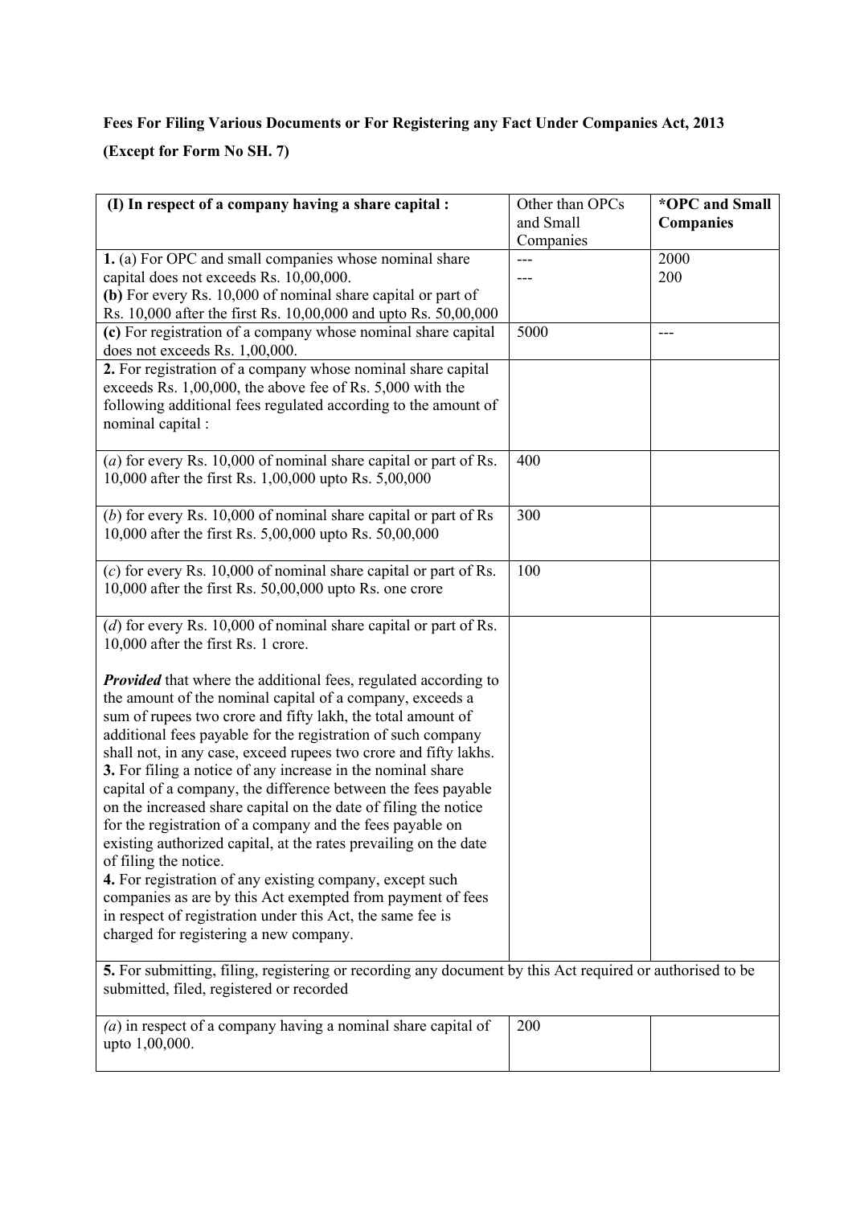**Fees For Filing Various Documents or For Registering any Fact Under Companies Act, 2013**

**(Except for Form No SH. 7)**

| **(I) In respect of a company having a share capital :** | Other than OPCs and Small Companies | ***OPC and Small Companies** |
|---|---|---|
| **1.** (a) For OPC and small companies whose nominal share capital does not exceeds Rs. 10,00,000.<br>**(b)** For every Rs. 10,000 of nominal share capital or part of Rs. 10,000 after the first Rs. 10,00,000 and upto Rs. 50,00,000 | ---<br>--- | 2000<br>200 |
| **(c)** For registration of a company whose nominal share capital does not exceeds Rs. 1,00,000. | 5000 | --- |
| **2.** For registration of a company whose nominal share capital exceeds Rs. 1,00,000, the above fee of Rs. 5,000 with the following additional fees regulated according to the amount of nominal capital : | | |
| (*a*) for every Rs. 10,000 of nominal share capital or part of Rs. 10,000 after the first Rs. 1,00,000 upto Rs. 5,00,000 | 400 | |
| (*b*) for every Rs. 10,000 of nominal share capital or part of Rs 10,000 after the first Rs. 5,00,000 upto Rs. 50,00,000 | 300 | |
| (*c*) for every Rs. 10,000 of nominal share capital or part of Rs. 10,000 after the first Rs. 50,00,000 upto Rs. one crore | 100 | |
| (*d*) for every Rs. 10,000 of nominal share capital or part of Rs. 10,000 after the first Rs. 1 crore.<br><br>***Provided*** that where the additional fees, regulated according to the amount of the nominal capital of a company, exceeds a sum of rupees two crore and fifty lakh, the total amount of additional fees payable for the registration of such company shall not, in any case, exceed rupees two crore and fifty lakhs.<br>**3.** For filing a notice of any increase in the nominal share capital of a company, the difference between the fees payable on the increased share capital on the date of filing the notice for the registration of a company and the fees payable on existing authorized capital, at the rates prevailing on the date of filing the notice.<br>**4.** For registration of any existing company, except such companies as are by this Act exempted from payment of fees in respect of registration under this Act, the same fee is charged for registering a new company. | | |
| **5.** For submitting, filing, registering or recording any document by this Act required or authorised to be submitted, filed, registered or recorded | | |
| (*a*) in respect of a company having a nominal share capital of upto 1,00,000. | 200 | |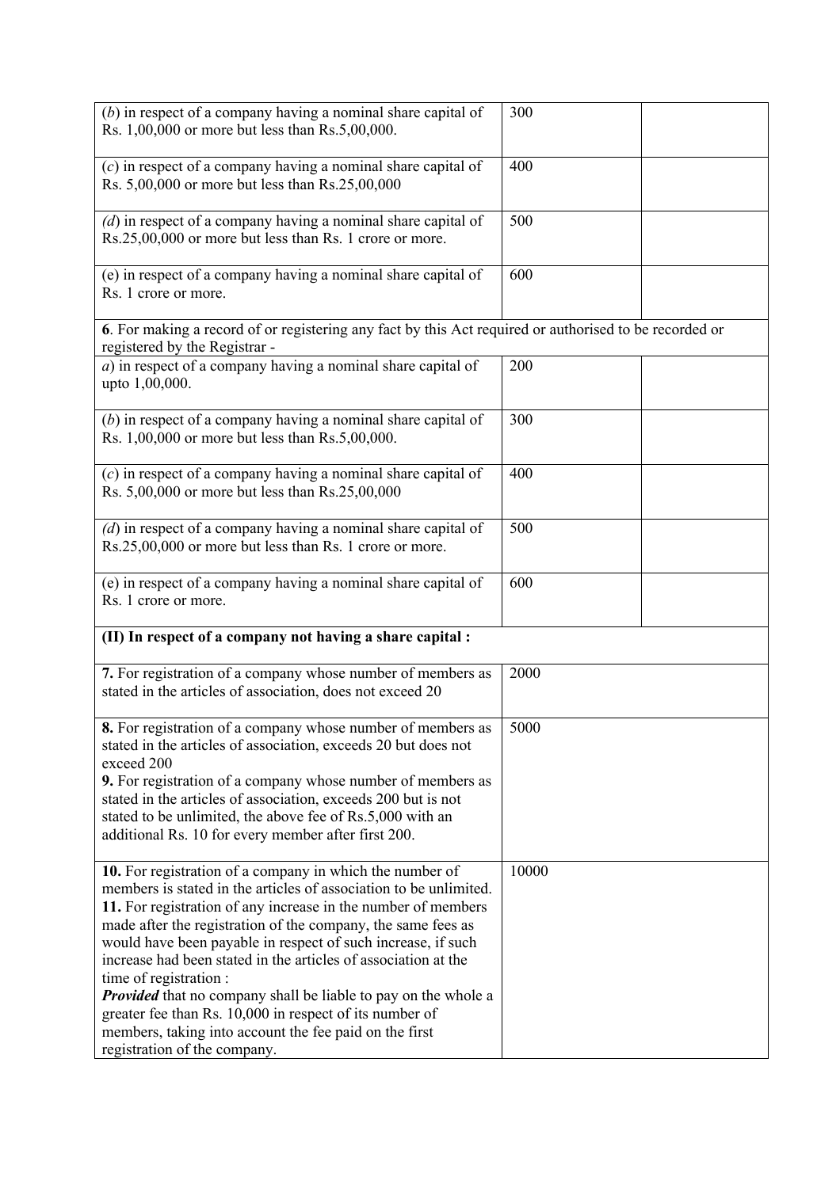| | | |
|---|---|---|
| (*b*) in respect of a company having a nominal share capital of Rs. 1,00,000 or more but less than Rs.5,00,000. | 300 | |
| (*c*) in respect of a company having a nominal share capital of Rs. 5,00,000 or more but less than Rs.25,00,000 | 400 | |
| *(d*) in respect of a company having a nominal share capital of Rs.25,00,000 or more but less than Rs. 1 crore or more. | 500 | |
| (e) in respect of a company having a nominal share capital of Rs. 1 crore or more. | 600 | |
| **6**. For making a record of or registering any fact by this Act required or authorised to be recorded or registered by the Registrar - | | |
| *a*) in respect of a company having a nominal share capital of upto 1,00,000. | 200 | |
| (*b*) in respect of a company having a nominal share capital of Rs. 1,00,000 or more but less than Rs.5,00,000. | 300 | |
| (*c*) in respect of a company having a nominal share capital of Rs. 5,00,000 or more but less than Rs.25,00,000 | 400 | |
| *(d*) in respect of a company having a nominal share capital of Rs.25,00,000 or more but less than Rs. 1 crore or more. | 500 | |
| (e) in respect of a company having a nominal share capital of Rs. 1 crore or more. | 600 | |
| **(II) In respect of a company not having a share capital :** | | |
| **7.** For registration of a company whose number of members as stated in the articles of association, does not exceed 20 | 2000 | |
| **8.** For registration of a company whose number of members as stated in the articles of association, exceeds 20 but does not exceed 200<br>**9.** For registration of a company whose number of members as stated in the articles of association, exceeds 200 but is not stated to be unlimited, the above fee of Rs.5,000 with an additional Rs. 10 for every member after first 200. | 5000 | |
| **10.** For registration of a company in which the number of members is stated in the articles of association to be unlimited.<br>**11.** For registration of any increase in the number of members made after the registration of the company, the same fees as would have been payable in respect of such increase, if such increase had been stated in the articles of association at the time of registration :<br>***Provided*** that no company shall be liable to pay on the whole a greater fee than Rs. 10,000 in respect of its number of members, taking into account the fee paid on the first registration of the company. | 10000 | |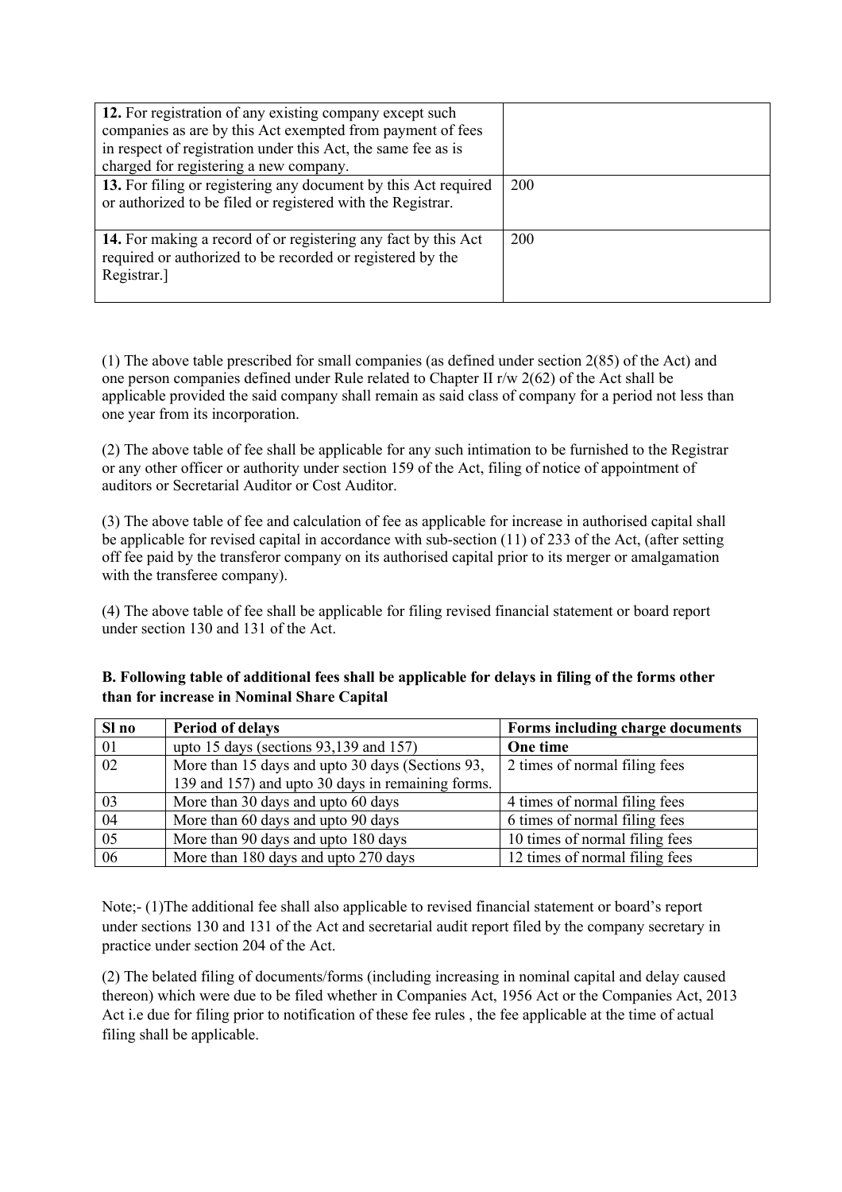| | |
|---|---|
| **12.** For registration of any existing company except such companies as are by this Act exempted from payment of fees in respect of registration under this Act, the same fee as is charged for registering a new company. | |
| **13.** For filing or registering any document by this Act required or authorized to be filed or registered with the Registrar. | 200 |
| **14.** For making a record of or registering any fact by this Act required or authorized to be recorded or registered by the Registrar.] | 200 |

(1) The above table prescribed for small companies (as defined under section 2(85) of the Act) and one person companies defined under Rule related to Chapter II r/w 2(62) of the Act shall be applicable provided the said company shall remain as said class of company for a period not less than one year from its incorporation.

(2) The above table of fee shall be applicable for any such intimation to be furnished to the Registrar or any other officer or authority under section 159 of the Act, filing of notice of appointment of auditors or Secretarial Auditor or Cost Auditor.

(3) The above table of fee and calculation of fee as applicable for increase in authorised capital shall be applicable for revised capital in accordance with sub-section (11) of 233 of the Act, (after setting off fee paid by the transferor company on its authorised capital prior to its merger or amalgamation with the transferee company).

(4) The above table of fee shall be applicable for filing revised financial statement or board report under section 130 and 131 of the Act.

**B. Following table of additional fees shall be applicable for delays in filing of the forms other than for increase in Nominal Share Capital**

| Sl no | Period of delays | Forms including charge documents |
|---|---|---|
| 01 | upto 15 days (sections 93,139 and 157) | **One time** |
| 02 | More than 15 days and upto 30 days (Sections 93, 139 and 157) and upto 30 days in remaining forms. | 2 times of normal filing fees |
| 03 | More than 30 days and upto 60 days | 4 times of normal filing fees |
| 04 | More than 60 days and upto 90 days | 6 times of normal filing fees |
| 05 | More than 90 days and upto 180 days | 10 times of normal filing fees |
| 06 | More than 180 days and upto 270 days | 12 times of normal filing fees |

Note;- (1)The additional fee shall also applicable to revised financial statement or board's report under sections 130 and 131 of the Act and secretarial audit report filed by the company secretary in practice under section 204 of the Act.

(2) The belated filing of documents/forms (including increasing in nominal capital and delay caused thereon) which were due to be filed whether in Companies Act, 1956 Act or the Companies Act, 2013 Act i.e due for filing prior to notification of these fee rules , the fee applicable at the time of actual filing shall be applicable.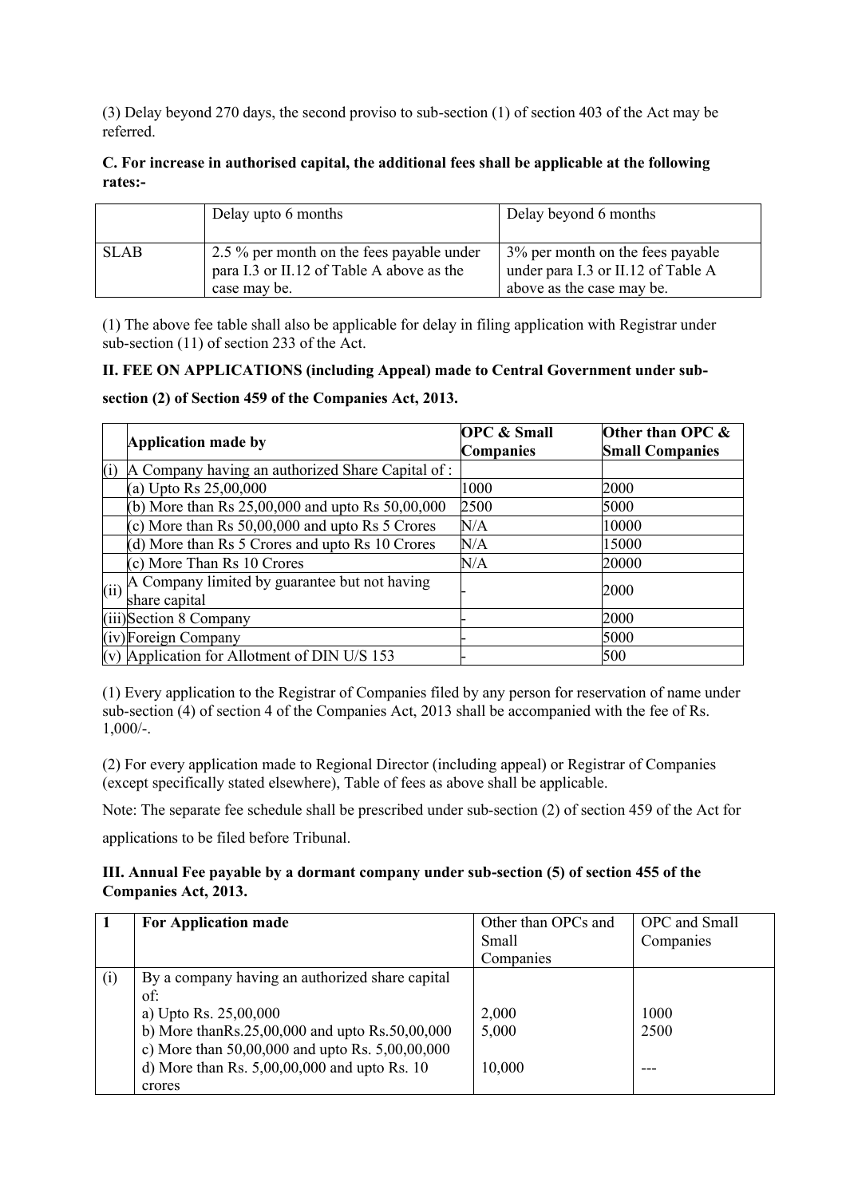(3) Delay beyond 270 days, the second proviso to sub-section (1) of section 403 of the Act may be referred.

**C. For increase in authorised capital, the additional fees shall be applicable at the following rates:-**

| | Delay upto 6 months | Delay beyond 6 months |
|---|---|---|
| SLAB | 2.5 % per month on the fees payable under para I.3 or II.12 of Table A above as the case may be. | 3% per month on the fees payable under para I.3 or II.12 of Table A above as the case may be. |

(1) The above fee table shall also be applicable for delay in filing application with Registrar under sub-section (11) of section 233 of the Act.

**II. FEE ON APPLICATIONS (including Appeal) made to Central Government under sub-section (2) of Section 459 of the Companies Act, 2013.**

| | Application made by | OPC & Small Companies | Other than OPC & Small Companies |
|---|---|---|---|
| (i) | A Company having an authorized Share Capital of : | | |
| | (a) Upto Rs 25,00,000 | 1000 | 2000 |
| | (b) More than Rs 25,00,000 and upto Rs 50,00,000 | 2500 | 5000 |
| | (c) More than Rs 50,00,000 and upto Rs 5 Crores | N/A | 10000 |
| | (d) More than Rs 5 Crores and upto Rs 10 Crores | N/A | 15000 |
| | (c) More Than Rs 10 Crores | N/A | 20000 |
| (ii) | A Company limited by guarantee but not having share capital | - | 2000 |
| (iii) | Section 8 Company | - | 2000 |
| (iv) | Foreign Company | - | 5000 |
| (v) | Application for Allotment of DIN U/S 153 | - | 500 |

(1) Every application to the Registrar of Companies filed by any person for reservation of name under sub-section (4) of section 4 of the Companies Act, 2013 shall be accompanied with the fee of Rs. 1,000/-.

(2) For every application made to Regional Director (including appeal) or Registrar of Companies (except specifically stated elsewhere), Table of fees as above shall be applicable.

Note: The separate fee schedule shall be prescribed under sub-section (2) of section 459 of the Act for applications to be filed before Tribunal.

**III. Annual Fee payable by a dormant company under sub-section (5) of section 455 of the Companies Act, 2013.**

| 1 | For Application made | Other than OPCs and Small Companies | OPC and Small Companies |
|---|---|---|---|
| (i) | By a company having an authorized share capital of: | | |
| | a) Upto Rs. 25,00,000 | 2,000 | 1000 |
| | b) More thanRs.25,00,000 and upto Rs.50,00,000 | 5,000 | 2500 |
| | c) More than 50,00,000 and upto Rs. 5,00,00,000 | | |
| | d) More than Rs. 5,00,00,000 and upto Rs. 10 crores | 10,000 | --- |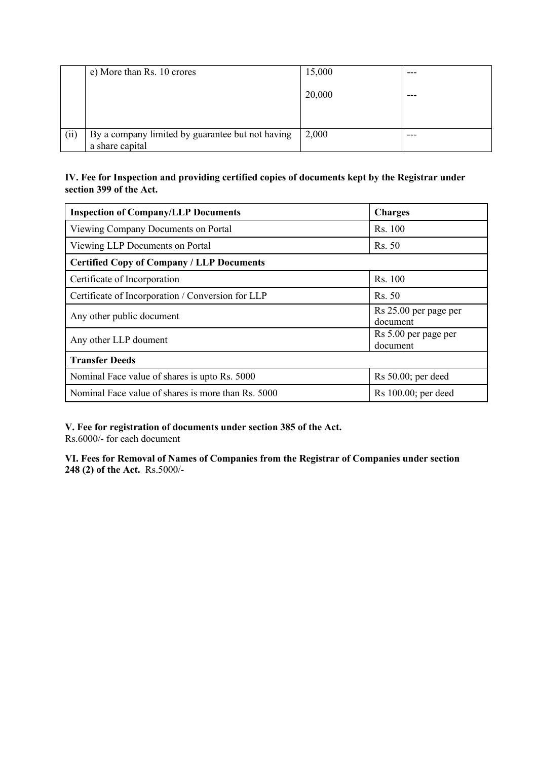| | | | |
|---|---|---|---|
| | e) More than Rs. 10 crores | 15,000<br><br>20,000 | ---<br><br>--- |
| (ii) | By a company limited by guarantee but not having a share capital | 2,000 | --- |

**IV. Fee for Inspection and providing certified copies of documents kept by the Registrar under section 399 of the Act.**

| **Inspection of Company/LLP Documents** | **Charges** |
|---|---|
| Viewing Company Documents on Portal | Rs. 100 |
| Viewing LLP Documents on Portal | Rs. 50 |
| **Certified Copy of Company / LLP Documents** | |
| Certificate of Incorporation | Rs. 100 |
| Certificate of Incorporation / Conversion for LLP | Rs. 50 |
| Any other public document | Rs 25.00 per page per document |
| Any other LLP doument | Rs 5.00 per page per document |
| **Transfer Deeds** | |
| Nominal Face value of shares is upto Rs. 5000 | Rs 50.00; per deed |
| Nominal Face value of shares is more than Rs. 5000 | Rs 100.00; per deed |

**V. Fee for registration of documents under section 385 of the Act.**
Rs.6000/- for each document

**VI. Fees for Removal of Names of Companies from the Registrar of Companies under section 248 (2) of the Act.** Rs.5000/-